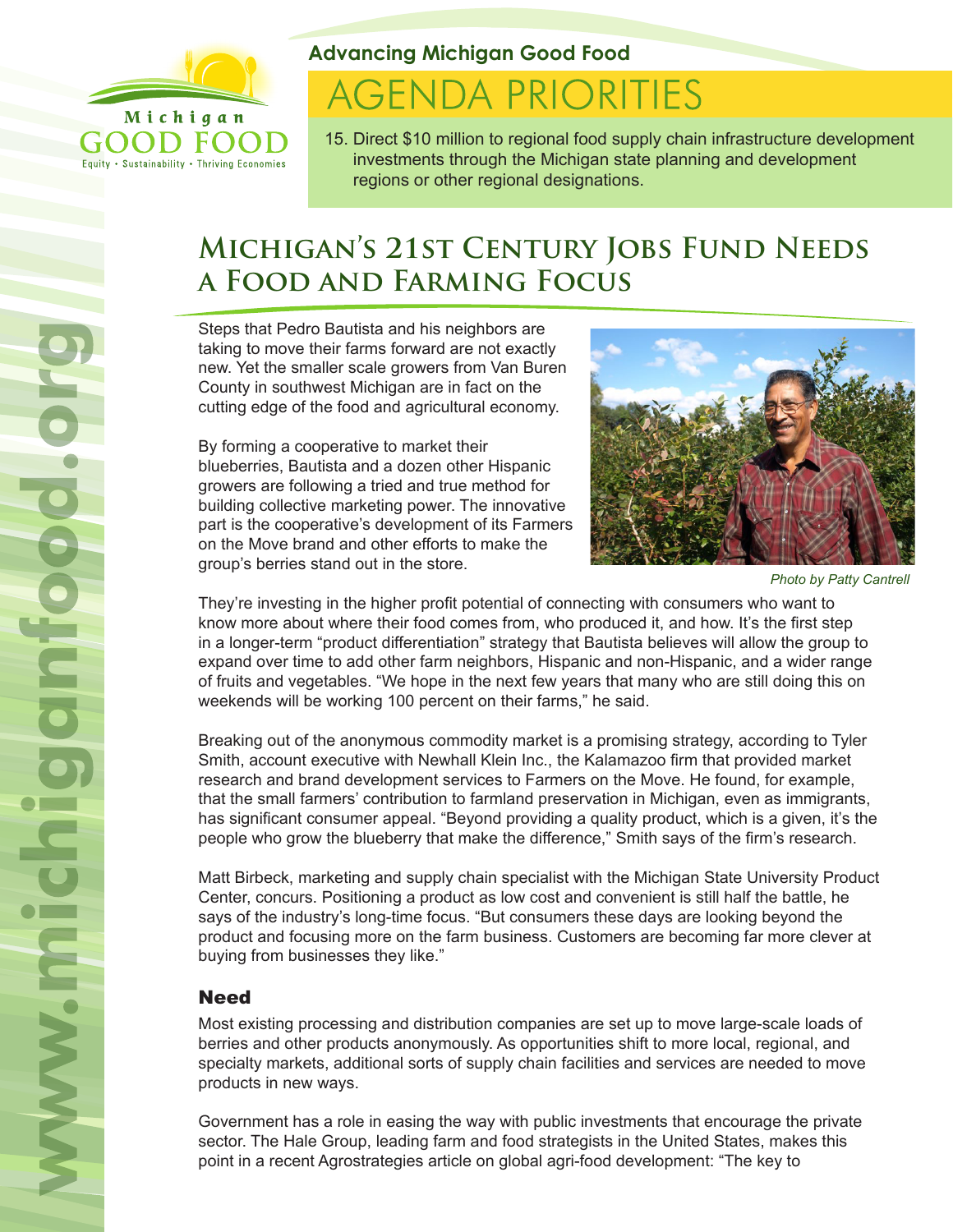Michigan GOOD FOOD

Equity • Sustainability • Thriving Economies

**Advancing Michigan Good Food**

# AGENDA PRIORITIES

15. Direct $10 million to regional food supply chain infrastructure development investments through the Michigan state planning and development regions or other regional designations.

## Michigan's 21st Century Jobs Fund Needs a Food and Farming Focus

Steps that Pedro Bautista and his neighbors are taking to move their farms forward are not exactly new. Yet the smaller scale growers from Van Buren County in southwest Michigan are in fact on the cutting edge of the food and agricultural economy.

By forming a cooperative to market their blueberries, Bautista and a dozen other Hispanic growers are following a tried and true method for building collective marketing power. The innovative part is the cooperative's development of its Farmers on the Move brand and other efforts to make the group's berries stand out in the store.

*Photo by Patty Cantrell*

They're investing in the higher profit potential of connecting with consumers who want to know more about where their food comes from, who produced it, and how. It's the first step in a longer-term "product differentiation" strategy that Bautista believes will allow the group to expand over time to add other farm neighbors, Hispanic and non-Hispanic, and a wider range of fruits and vegetables. "We hope in the next few years that many who are still doing this on weekends will be working 100 percent on their farms," he said.

Breaking out of the anonymous commodity market is a promising strategy, according to Tyler Smith, account executive with Newhall Klein Inc., the Kalamazoo firm that provided market research and brand development services to Farmers on the Move. He found, for example, that the small farmers' contribution to farmland preservation in Michigan, even as immigrants, has significant consumer appeal. "Beyond providing a quality product, which is a given, it's the people who grow the blueberry that make the difference," Smith says of the firm's research.

Matt Birbeck, marketing and supply chain specialist with the Michigan State University Product Center, concurs. Positioning a product as low cost and convenient is still half the battle, he says of the industry's long-time focus. "But consumers these days are looking beyond the product and focusing more on the farm business. Customers are becoming far more clever at buying from businesses they like."

### Need

Most existing processing and distribution companies are set up to move large-scale loads of berries and other products anonymously. As opportunities shift to more local, regional, and specialty markets, additional sorts of supply chain facilities and services are needed to move products in new ways.

Government has a role in easing the way with public investments that encourage the private sector. The Hale Group, leading farm and food strategists in the United States, makes this point in a recent Agrostrategies article on global agri-food development: "The key to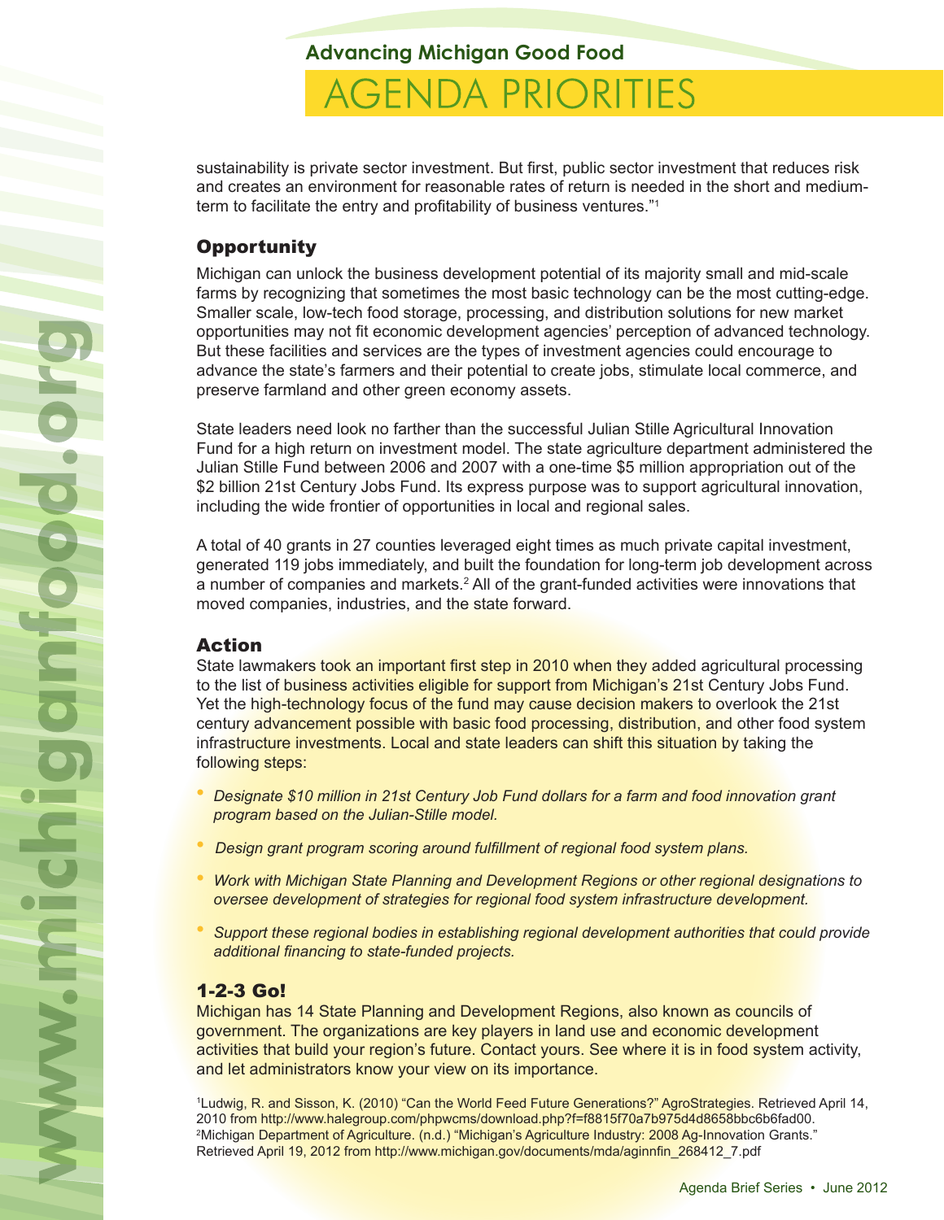sustainability is private sector investment. But first, public sector investment that reduces risk and creates an environment for reasonable rates of return is needed in the short and medium-term to facilitate the entry and profitability of business ventures."[1]

## Opportunity

Michigan can unlock the business development potential of its majority small and mid-scale farms by recognizing that sometimes the most basic technology can be the most cutting-edge. Smaller scale, low-tech food storage, processing, and distribution solutions for new market opportunities may not fit economic development agencies' perception of advanced technology. But these facilities and services are the types of investment agencies could encourage to advance the state's farmers and their potential to create jobs, stimulate local commerce, and preserve farmland and other green economy assets.

State leaders need look no farther than the successful Julian Stille Agricultural Innovation Fund for a high return on investment model. The state agriculture department administered the Julian Stille Fund between 2006 and 2007 with a one-time $5 million appropriation out of the $2 billion 21st Century Jobs Fund. Its express purpose was to support agricultural innovation, including the wide frontier of opportunities in local and regional sales.

A total of 40 grants in 27 counties leveraged eight times as much private capital investment, generated 119 jobs immediately, and built the foundation for long-term job development across a number of companies and markets.[2] All of the grant-funded activities were innovations that moved companies, industries, and the state forward.

## Action

State lawmakers took an important first step in 2010 when they added agricultural processing to the list of business activities eligible for support from Michigan's 21st Century Jobs Fund. Yet the high-technology focus of the fund may cause decision makers to overlook the 21st century advancement possible with basic food processing, distribution, and other food system infrastructure investments. Local and state leaders can shift this situation by taking the following steps:

- *Designate $10 million in 21st Century Job Fund dollars for a farm and food innovation grant program based on the Julian-Stille model.*
- *Design grant program scoring around fulfillment of regional food system plans.*
- *Work with Michigan State Planning and Development Regions or other regional designations to oversee development of strategies for regional food system infrastructure development.*
- *Support these regional bodies in establishing regional development authorities that could provide additional financing to state-funded projects.*

## 1-2-3 Go!

Michigan has 14 State Planning and Development Regions, also known as councils of government. The organizations are key players in land use and economic development activities that build your region's future. Contact yours. See where it is in food system activity, and let administrators know your view on its importance.

[1]Ludwig, R. and Sisson, K. (2010) "Can the World Feed Future Generations?" AgroStrategies. Retrieved April 14, 2010 from http://www.halegroup.com/phpwcms/download.php?f=f8815f70a7b975d4d8658bbc6b6fad00.
[2]Michigan Department of Agriculture. (n.d.) "Michigan's Agriculture Industry: 2008 Ag-Innovation Grants." Retrieved April 19, 2012 from http://www.michigan.gov/documents/mda/aginnfin_268412_7.pdf